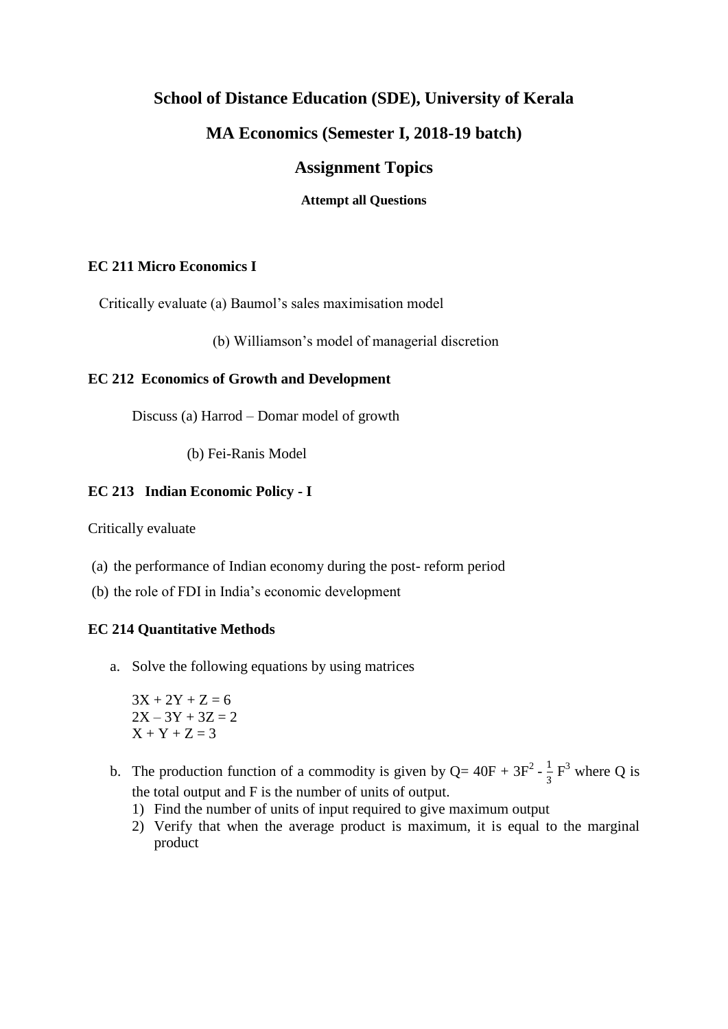# School of Distance Education (SDE), University of Kerala

## MA Economics (Semester I, 2018-19 batch)

## Assignment Topics

**Attempt all Questions**

### EC 211 Micro Economics I

Critically evaluate (a) Baumol's sales maximisation model

(b) Williamson's model of managerial discretion

### EC 212 Economics of Growth and Development

Discuss (a) Harrod – Domar model of growth

(b) Fei-Ranis Model

### EC 213 Indian Economic Policy - I

Critically evaluate

(a) the performance of Indian economy during the post- reform period

(b) the role of FDI in India's economic development

### EC 214 Quantitative Methods

a. Solve the following equations by using matrices

$$3X + 2Y + Z = 6$$
$$2X - 3Y + 3Z = 2$$
$$X + Y + Z = 3$$

b. The production function of a commodity is given by $Q = 40F + 3F^2 - \frac{1}{3}F^3$ where Q is the total output and F is the number of units of output.
   1) Find the number of units of input required to give maximum output
   2) Verify that when the average product is maximum, it is equal to the marginal product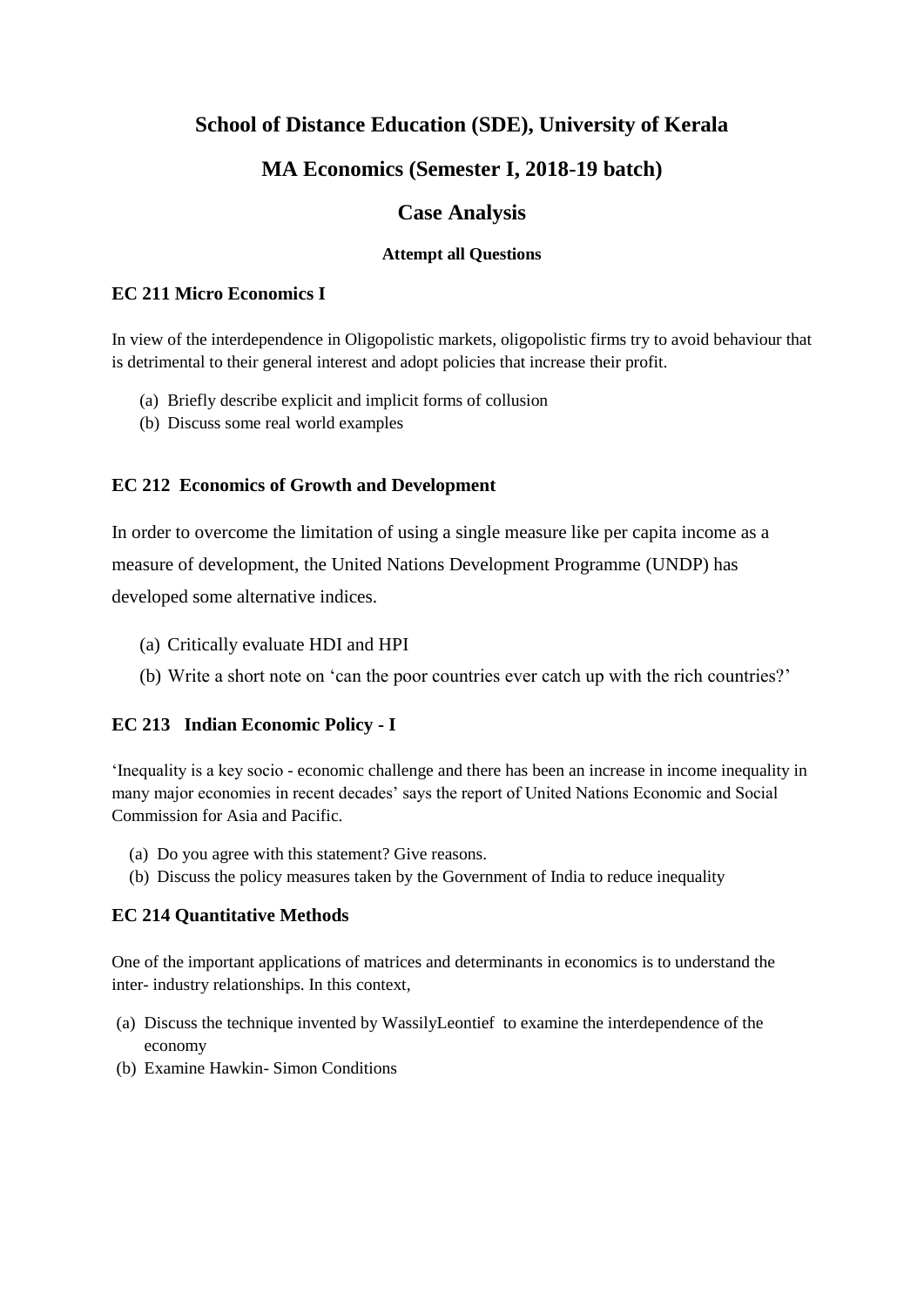# School of Distance Education (SDE), University of Kerala

## MA Economics (Semester I, 2018-19 batch)

## Case Analysis

**Attempt all Questions**

### EC 211 Micro Economics I

In view of the interdependence in Oligopolistic markets, oligopolistic firms try to avoid behaviour that is detrimental to their general interest and adopt policies that increase their profit.

(a) Briefly describe explicit and implicit forms of collusion

(b) Discuss some real world examples

### EC 212 Economics of Growth and Development

In order to overcome the limitation of using a single measure like per capita income as a measure of development, the United Nations Development Programme (UNDP) has developed some alternative indices.

(a) Critically evaluate HDI and HPI

(b) Write a short note on 'can the poor countries ever catch up with the rich countries?'

### EC 213 Indian Economic Policy - I

'Inequality is a key socio - economic challenge and there has been an increase in income inequality in many major economies in recent decades' says the report of United Nations Economic and Social Commission for Asia and Pacific.

(a) Do you agree with this statement? Give reasons.

(b) Discuss the policy measures taken by the Government of India to reduce inequality

### EC 214 Quantitative Methods

One of the important applications of matrices and determinants in economics is to understand the inter- industry relationships. In this context,

(a) Discuss the technique invented by WassilyLeontief to examine the interdependence of the economy

(b) Examine Hawkin- Simon Conditions